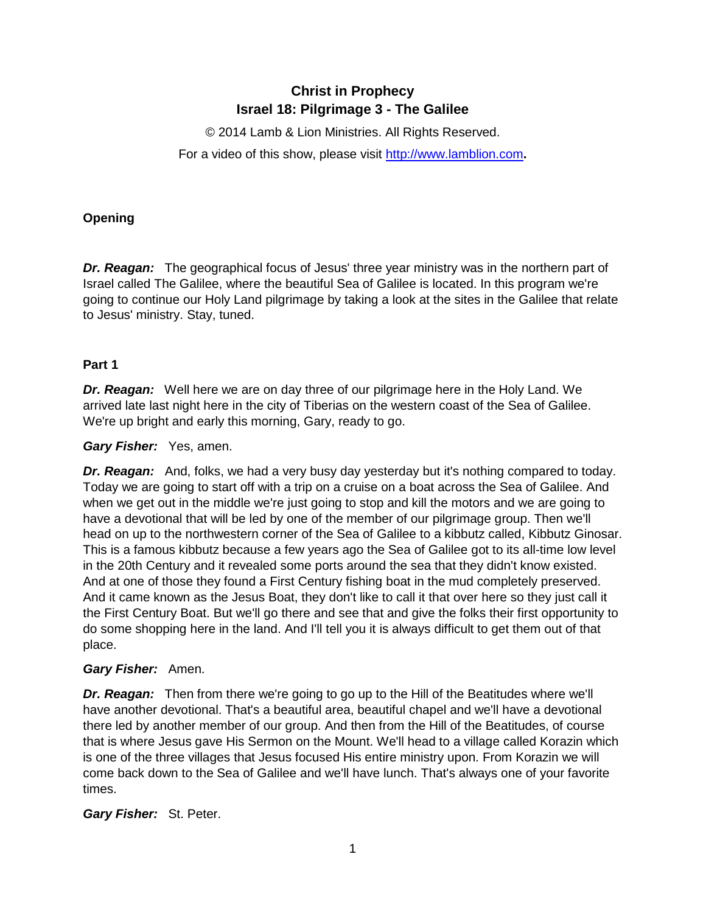# Christ in Prophecy
## Israel 18: Pilgrimage 3 - The Galilee

© 2014 Lamb & Lion Ministries. All Rights Reserved.

For a video of this show, please visit http://www.lamblion.com**.**

### Opening

***Dr. Reagan:*** The geographical focus of Jesus' three year ministry was in the northern part of Israel called The Galilee, where the beautiful Sea of Galilee is located. In this program we're going to continue our Holy Land pilgrimage by taking a look at the sites in the Galilee that relate to Jesus' ministry. Stay, tuned.

### Part 1

***Dr. Reagan:*** Well here we are on day three of our pilgrimage here in the Holy Land. We arrived late last night here in the city of Tiberias on the western coast of the Sea of Galilee. We're up bright and early this morning, Gary, ready to go.

***Gary Fisher:*** Yes, amen.

***Dr. Reagan:*** And, folks, we had a very busy day yesterday but it's nothing compared to today. Today we are going to start off with a trip on a cruise on a boat across the Sea of Galilee. And when we get out in the middle we're just going to stop and kill the motors and we are going to have a devotional that will be led by one of the member of our pilgrimage group. Then we'll head on up to the northwestern corner of the Sea of Galilee to a kibbutz called, Kibbutz Ginosar. This is a famous kibbutz because a few years ago the Sea of Galilee got to its all-time low level in the 20th Century and it revealed some ports around the sea that they didn't know existed. And at one of those they found a First Century fishing boat in the mud completely preserved. And it came known as the Jesus Boat, they don't like to call it that over here so they just call it the First Century Boat. But we'll go there and see that and give the folks their first opportunity to do some shopping here in the land. And I'll tell you it is always difficult to get them out of that place.

***Gary Fisher:*** Amen.

***Dr. Reagan:*** Then from there we're going to go up to the Hill of the Beatitudes where we'll have another devotional. That's a beautiful area, beautiful chapel and we'll have a devotional there led by another member of our group. And then from the Hill of the Beatitudes, of course that is where Jesus gave His Sermon on the Mount. We'll head to a village called Korazin which is one of the three villages that Jesus focused His entire ministry upon. From Korazin we will come back down to the Sea of Galilee and we'll have lunch. That's always one of your favorite times.

***Gary Fisher:*** St. Peter.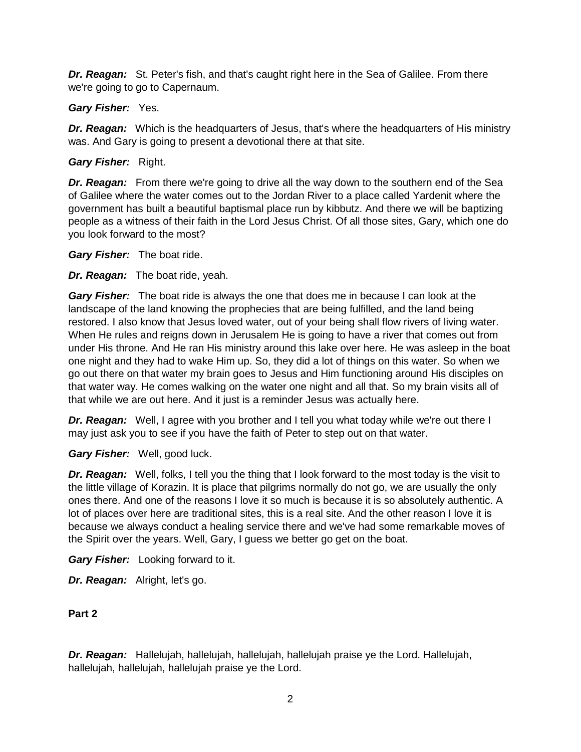***Dr. Reagan:*** St. Peter's fish, and that's caught right here in the Sea of Galilee. From there we're going to go to Capernaum.

***Gary Fisher:*** Yes.

***Dr. Reagan:*** Which is the headquarters of Jesus, that's where the headquarters of His ministry was. And Gary is going to present a devotional there at that site.

***Gary Fisher:*** Right.

***Dr. Reagan:*** From there we're going to drive all the way down to the southern end of the Sea of Galilee where the water comes out to the Jordan River to a place called Yardenit where the government has built a beautiful baptismal place run by kibbutz. And there we will be baptizing people as a witness of their faith in the Lord Jesus Christ. Of all those sites, Gary, which one do you look forward to the most?

***Gary Fisher:*** The boat ride.

***Dr. Reagan:*** The boat ride, yeah.

***Gary Fisher:*** The boat ride is always the one that does me in because I can look at the landscape of the land knowing the prophecies that are being fulfilled, and the land being restored. I also know that Jesus loved water, out of your being shall flow rivers of living water. When He rules and reigns down in Jerusalem He is going to have a river that comes out from under His throne. And He ran His ministry around this lake over here. He was asleep in the boat one night and they had to wake Him up. So, they did a lot of things on this water. So when we go out there on that water my brain goes to Jesus and Him functioning around His disciples on that water way. He comes walking on the water one night and all that. So my brain visits all of that while we are out here. And it just is a reminder Jesus was actually here.

***Dr. Reagan:*** Well, I agree with you brother and I tell you what today while we're out there I may just ask you to see if you have the faith of Peter to step out on that water.

***Gary Fisher:*** Well, good luck.

***Dr. Reagan:*** Well, folks, I tell you the thing that I look forward to the most today is the visit to the little village of Korazin. It is place that pilgrims normally do not go, we are usually the only ones there. And one of the reasons I love it so much is because it is so absolutely authentic. A lot of places over here are traditional sites, this is a real site. And the other reason I love it is because we always conduct a healing service there and we've had some remarkable moves of the Spirit over the years. Well, Gary, I guess we better go get on the boat.

***Gary Fisher:*** Looking forward to it.

***Dr. Reagan:*** Alright, let's go.

**Part 2**

***Dr. Reagan:*** Hallelujah, hallelujah, hallelujah, hallelujah praise ye the Lord. Hallelujah, hallelujah, hallelujah, hallelujah praise ye the Lord.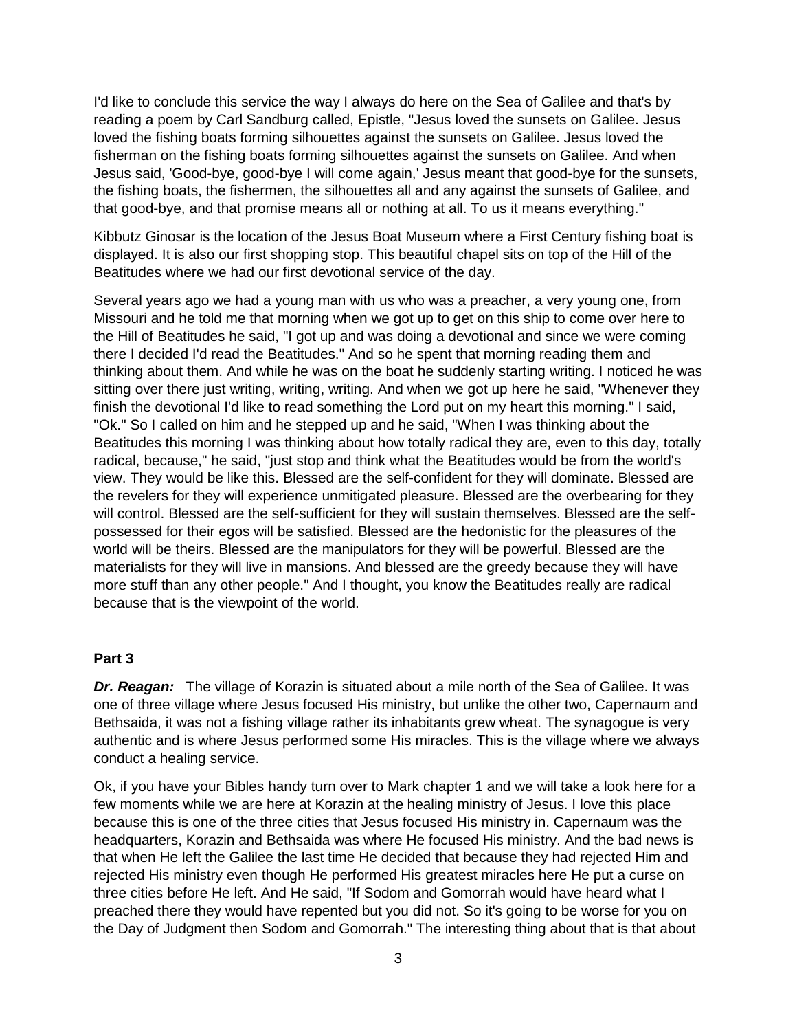I'd like to conclude this service the way I always do here on the Sea of Galilee and that's by reading a poem by Carl Sandburg called, Epistle, "Jesus loved the sunsets on Galilee. Jesus loved the fishing boats forming silhouettes against the sunsets on Galilee. Jesus loved the fisherman on the fishing boats forming silhouettes against the sunsets on Galilee. And when Jesus said, 'Good-bye, good-bye I will come again,' Jesus meant that good-bye for the sunsets, the fishing boats, the fishermen, the silhouettes all and any against the sunsets of Galilee, and that good-bye, and that promise means all or nothing at all. To us it means everything."

Kibbutz Ginosar is the location of the Jesus Boat Museum where a First Century fishing boat is displayed. It is also our first shopping stop. This beautiful chapel sits on top of the Hill of the Beatitudes where we had our first devotional service of the day.

Several years ago we had a young man with us who was a preacher, a very young one, from Missouri and he told me that morning when we got up to get on this ship to come over here to the Hill of Beatitudes he said, "I got up and was doing a devotional and since we were coming there I decided I'd read the Beatitudes." And so he spent that morning reading them and thinking about them. And while he was on the boat he suddenly starting writing. I noticed he was sitting over there just writing, writing, writing. And when we got up here he said, "Whenever they finish the devotional I'd like to read something the Lord put on my heart this morning." I said, "Ok." So I called on him and he stepped up and he said, "When I was thinking about the Beatitudes this morning I was thinking about how totally radical they are, even to this day, totally radical, because," he said, "just stop and think what the Beatitudes would be from the world's view. They would be like this. Blessed are the self-confident for they will dominate. Blessed are the revelers for they will experience unmitigated pleasure. Blessed are the overbearing for they will control. Blessed are the self-sufficient for they will sustain themselves. Blessed are the self-possessed for their egos will be satisfied. Blessed are the hedonistic for the pleasures of the world will be theirs. Blessed are the manipulators for they will be powerful. Blessed are the materialists for they will live in mansions. And blessed are the greedy because they will have more stuff than any other people." And I thought, you know the Beatitudes really are radical because that is the viewpoint of the world.

**Part 3**

***Dr. Reagan:*** The village of Korazin is situated about a mile north of the Sea of Galilee. It was one of three village where Jesus focused His ministry, but unlike the other two, Capernaum and Bethsaida, it was not a fishing village rather its inhabitants grew wheat. The synagogue is very authentic and is where Jesus performed some His miracles. This is the village where we always conduct a healing service.

Ok, if you have your Bibles handy turn over to Mark chapter 1 and we will take a look here for a few moments while we are here at Korazin at the healing ministry of Jesus. I love this place because this is one of the three cities that Jesus focused His ministry in. Capernaum was the headquarters, Korazin and Bethsaida was where He focused His ministry. And the bad news is that when He left the Galilee the last time He decided that because they had rejected Him and rejected His ministry even though He performed His greatest miracles here He put a curse on three cities before He left. And He said, "If Sodom and Gomorrah would have heard what I preached there they would have repented but you did not. So it's going to be worse for you on the Day of Judgment then Sodom and Gomorrah." The interesting thing about that is that about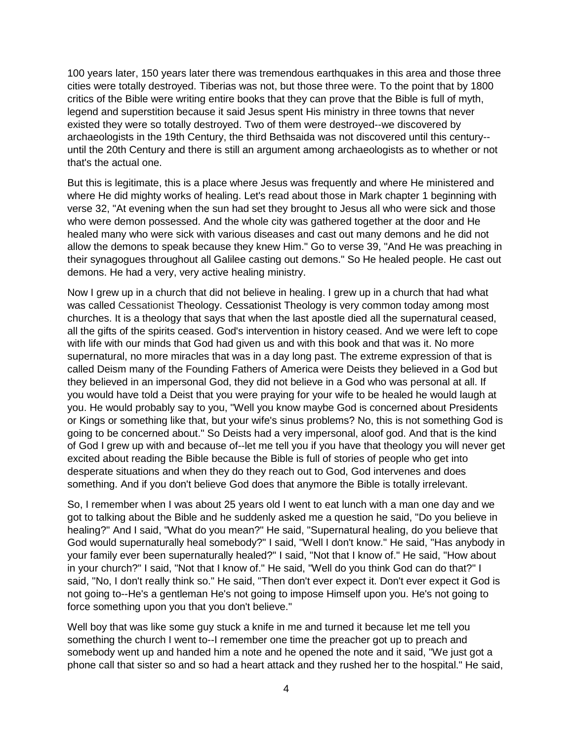100 years later, 150 years later there was tremendous earthquakes in this area and those three cities were totally destroyed. Tiberias was not, but those three were. To the point that by 1800 critics of the Bible were writing entire books that they can prove that the Bible is full of myth, legend and superstition because it said Jesus spent His ministry in three towns that never existed they were so totally destroyed. Two of them were destroyed--we discovered by archaeologists in the 19th Century, the third Bethsaida was not discovered until this century--until the 20th Century and there is still an argument among archaeologists as to whether or not that's the actual one.

But this is legitimate, this is a place where Jesus was frequently and where He ministered and where He did mighty works of healing. Let's read about those in Mark chapter 1 beginning with verse 32, "At evening when the sun had set they brought to Jesus all who were sick and those who were demon possessed. And the whole city was gathered together at the door and He healed many who were sick with various diseases and cast out many demons and he did not allow the demons to speak because they knew Him." Go to verse 39, "And He was preaching in their synagogues throughout all Galilee casting out demons." So He healed people. He cast out demons. He had a very, very active healing ministry.

Now I grew up in a church that did not believe in healing. I grew up in a church that had what was called Cessationist Theology. Cessationist Theology is very common today among most churches. It is a theology that says that when the last apostle died all the supernatural ceased, all the gifts of the spirits ceased. God's intervention in history ceased. And we were left to cope with life with our minds that God had given us and with this book and that was it. No more supernatural, no more miracles that was in a day long past. The extreme expression of that is called Deism many of the Founding Fathers of America were Deists they believed in a God but they believed in an impersonal God, they did not believe in a God who was personal at all. If you would have told a Deist that you were praying for your wife to be healed he would laugh at you. He would probably say to you, "Well you know maybe God is concerned about Presidents or Kings or something like that, but your wife's sinus problems? No, this is not something God is going to be concerned about." So Deists had a very impersonal, aloof god. And that is the kind of God I grew up with and because of--let me tell you if you have that theology you will never get excited about reading the Bible because the Bible is full of stories of people who get into desperate situations and when they do they reach out to God, God intervenes and does something. And if you don't believe God does that anymore the Bible is totally irrelevant.

So, I remember when I was about 25 years old I went to eat lunch with a man one day and we got to talking about the Bible and he suddenly asked me a question he said, "Do you believe in healing?" And I said, "What do you mean?" He said, "Supernatural healing, do you believe that God would supernaturally heal somebody?" I said, "Well I don't know." He said, "Has anybody in your family ever been supernaturally healed?" I said, "Not that I know of." He said, "How about in your church?" I said, "Not that I know of." He said, "Well do you think God can do that?" I said, "No, I don't really think so." He said, "Then don't ever expect it. Don't ever expect it God is not going to--He's a gentleman He's not going to impose Himself upon you. He's not going to force something upon you that you don't believe."

Well boy that was like some guy stuck a knife in me and turned it because let me tell you something the church I went to--I remember one time the preacher got up to preach and somebody went up and handed him a note and he opened the note and it said, "We just got a phone call that sister so and so had a heart attack and they rushed her to the hospital." He said,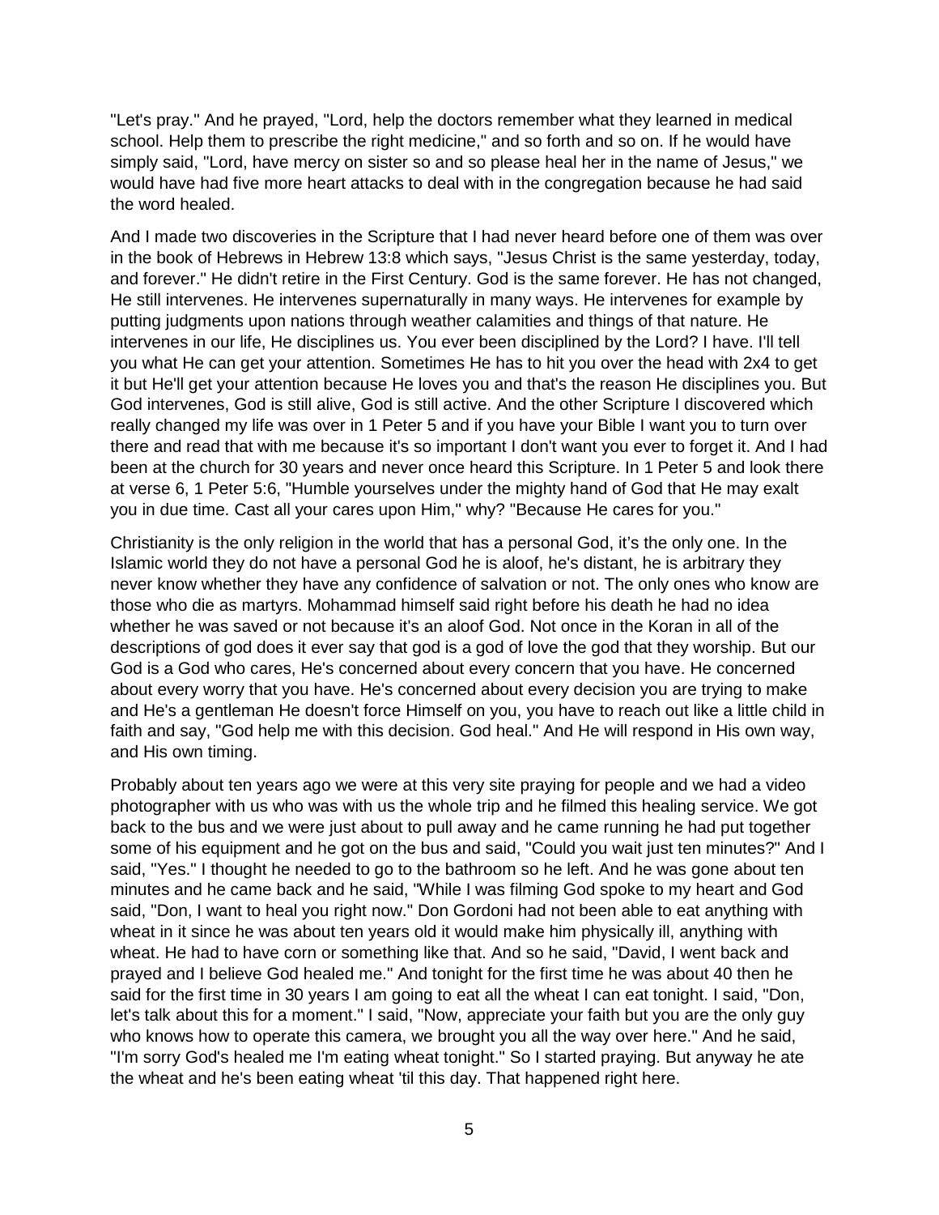"Let's pray." And he prayed, "Lord, help the doctors remember what they learned in medical school. Help them to prescribe the right medicine," and so forth and so on. If he would have simply said, "Lord, have mercy on sister so and so please heal her in the name of Jesus," we would have had five more heart attacks to deal with in the congregation because he had said the word healed.

And I made two discoveries in the Scripture that I had never heard before one of them was over in the book of Hebrews in Hebrew 13:8 which says, "Jesus Christ is the same yesterday, today, and forever." He didn't retire in the First Century. God is the same forever. He has not changed, He still intervenes. He intervenes supernaturally in many ways. He intervenes for example by putting judgments upon nations through weather calamities and things of that nature. He intervenes in our life, He disciplines us. You ever been disciplined by the Lord? I have. I'll tell you what He can get your attention. Sometimes He has to hit you over the head with 2x4 to get it but He'll get your attention because He loves you and that's the reason He disciplines you. But God intervenes, God is still alive, God is still active. And the other Scripture I discovered which really changed my life was over in 1 Peter 5 and if you have your Bible I want you to turn over there and read that with me because it's so important I don't want you ever to forget it. And I had been at the church for 30 years and never once heard this Scripture. In 1 Peter 5 and look there at verse 6, 1 Peter 5:6, "Humble yourselves under the mighty hand of God that He may exalt you in due time. Cast all your cares upon Him," why? "Because He cares for you."

Christianity is the only religion in the world that has a personal God, it's the only one. In the Islamic world they do not have a personal God he is aloof, he's distant, he is arbitrary they never know whether they have any confidence of salvation or not. The only ones who know are those who die as martyrs. Mohammad himself said right before his death he had no idea whether he was saved or not because it's an aloof God. Not once in the Koran in all of the descriptions of god does it ever say that god is a god of love the god that they worship. But our God is a God who cares, He's concerned about every concern that you have. He concerned about every worry that you have. He's concerned about every decision you are trying to make and He's a gentleman He doesn't force Himself on you, you have to reach out like a little child in faith and say, "God help me with this decision. God heal." And He will respond in His own way, and His own timing.

Probably about ten years ago we were at this very site praying for people and we had a video photographer with us who was with us the whole trip and he filmed this healing service. We got back to the bus and we were just about to pull away and he came running he had put together some of his equipment and he got on the bus and said, "Could you wait just ten minutes?" And I said, "Yes." I thought he needed to go to the bathroom so he left. And he was gone about ten minutes and he came back and he said, "While I was filming God spoke to my heart and God said, "Don, I want to heal you right now." Don Gordoni had not been able to eat anything with wheat in it since he was about ten years old it would make him physically ill, anything with wheat. He had to have corn or something like that. And so he said, "David, I went back and prayed and I believe God healed me." And tonight for the first time he was about 40 then he said for the first time in 30 years I am going to eat all the wheat I can eat tonight. I said, "Don, let's talk about this for a moment." I said, "Now, appreciate your faith but you are the only guy who knows how to operate this camera, we brought you all the way over here." And he said, "I'm sorry God's healed me I'm eating wheat tonight." So I started praying. But anyway he ate the wheat and he's been eating wheat 'til this day. That happened right here.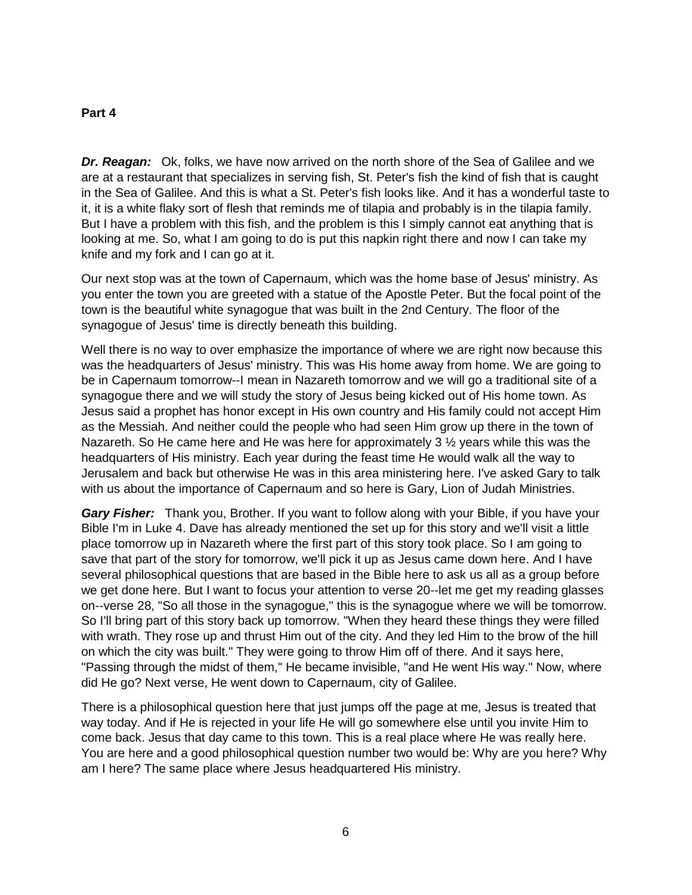**Part 4**

***Dr. Reagan:*** Ok, folks, we have now arrived on the north shore of the Sea of Galilee and we are at a restaurant that specializes in serving fish, St. Peter's fish the kind of fish that is caught in the Sea of Galilee. And this is what a St. Peter's fish looks like. And it has a wonderful taste to it, it is a white flaky sort of flesh that reminds me of tilapia and probably is in the tilapia family. But I have a problem with this fish, and the problem is this I simply cannot eat anything that is looking at me. So, what I am going to do is put this napkin right there and now I can take my knife and my fork and I can go at it.

Our next stop was at the town of Capernaum, which was the home base of Jesus' ministry. As you enter the town you are greeted with a statue of the Apostle Peter. But the focal point of the town is the beautiful white synagogue that was built in the 2nd Century. The floor of the synagogue of Jesus' time is directly beneath this building.

Well there is no way to over emphasize the importance of where we are right now because this was the headquarters of Jesus' ministry. This was His home away from home. We are going to be in Capernaum tomorrow--I mean in Nazareth tomorrow and we will go a traditional site of a synagogue there and we will study the story of Jesus being kicked out of His home town. As Jesus said a prophet has honor except in His own country and His family could not accept Him as the Messiah. And neither could the people who had seen Him grow up there in the town of Nazareth. So He came here and He was here for approximately 3 ½ years while this was the headquarters of His ministry. Each year during the feast time He would walk all the way to Jerusalem and back but otherwise He was in this area ministering here. I've asked Gary to talk with us about the importance of Capernaum and so here is Gary, Lion of Judah Ministries.

***Gary Fisher:*** Thank you, Brother. If you want to follow along with your Bible, if you have your Bible I'm in Luke 4. Dave has already mentioned the set up for this story and we'll visit a little place tomorrow up in Nazareth where the first part of this story took place. So I am going to save that part of the story for tomorrow, we'll pick it up as Jesus came down here. And I have several philosophical questions that are based in the Bible here to ask us all as a group before we get done here. But I want to focus your attention to verse 20--let me get my reading glasses on--verse 28, "So all those in the synagogue," this is the synagogue where we will be tomorrow. So I'll bring part of this story back up tomorrow. "When they heard these things they were filled with wrath. They rose up and thrust Him out of the city. And they led Him to the brow of the hill on which the city was built." They were going to throw Him off of there. And it says here, "Passing through the midst of them," He became invisible, "and He went His way." Now, where did He go? Next verse, He went down to Capernaum, city of Galilee.

There is a philosophical question here that just jumps off the page at me, Jesus is treated that way today. And if He is rejected in your life He will go somewhere else until you invite Him to come back. Jesus that day came to this town. This is a real place where He was really here. You are here and a good philosophical question number two would be: Why are you here? Why am I here? The same place where Jesus headquartered His ministry.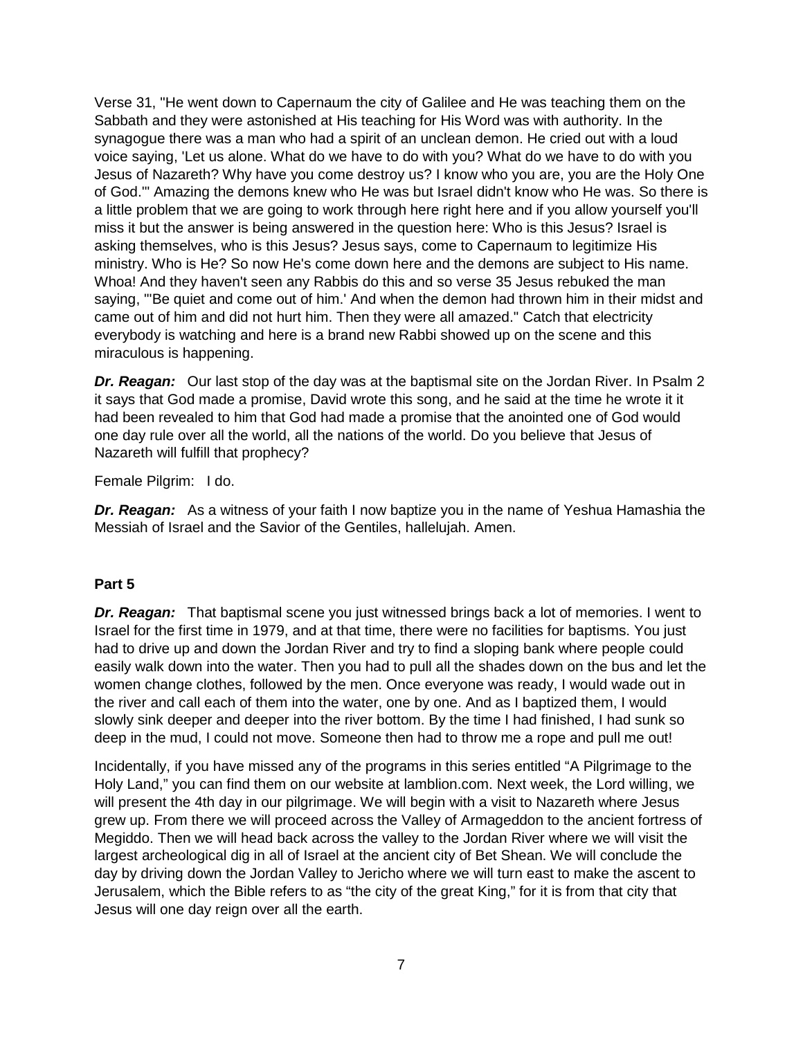Verse 31, "He went down to Capernaum the city of Galilee and He was teaching them on the Sabbath and they were astonished at His teaching for His Word was with authority. In the synagogue there was a man who had a spirit of an unclean demon. He cried out with a loud voice saying, 'Let us alone. What do we have to do with you? What do we have to do with you Jesus of Nazareth? Why have you come destroy us? I know who you are, you are the Holy One of God.'" Amazing the demons knew who He was but Israel didn't know who He was. So there is a little problem that we are going to work through here right here and if you allow yourself you'll miss it but the answer is being answered in the question here: Who is this Jesus? Israel is asking themselves, who is this Jesus? Jesus says, come to Capernaum to legitimize His ministry. Who is He? So now He's come down here and the demons are subject to His name. Whoa! And they haven't seen any Rabbis do this and so verse 35 Jesus rebuked the man saying, "'Be quiet and come out of him.' And when the demon had thrown him in their midst and came out of him and did not hurt him. Then they were all amazed." Catch that electricity everybody is watching and here is a brand new Rabbi showed up on the scene and this miraculous is happening.

***Dr. Reagan:*** Our last stop of the day was at the baptismal site on the Jordan River. In Psalm 2 it says that God made a promise, David wrote this song, and he said at the time he wrote it it had been revealed to him that God had made a promise that the anointed one of God would one day rule over all the world, all the nations of the world. Do you believe that Jesus of Nazareth will fulfill that prophecy?

Female Pilgrim: I do.

***Dr. Reagan:*** As a witness of your faith I now baptize you in the name of Yeshua Hamashia the Messiah of Israel and the Savior of the Gentiles, hallelujah. Amen.

**Part 5**

***Dr. Reagan:*** That baptismal scene you just witnessed brings back a lot of memories. I went to Israel for the first time in 1979, and at that time, there were no facilities for baptisms. You just had to drive up and down the Jordan River and try to find a sloping bank where people could easily walk down into the water. Then you had to pull all the shades down on the bus and let the women change clothes, followed by the men. Once everyone was ready, I would wade out in the river and call each of them into the water, one by one. And as I baptized them, I would slowly sink deeper and deeper into the river bottom. By the time I had finished, I had sunk so deep in the mud, I could not move. Someone then had to throw me a rope and pull me out!

Incidentally, if you have missed any of the programs in this series entitled "A Pilgrimage to the Holy Land," you can find them on our website at lamblion.com. Next week, the Lord willing, we will present the 4th day in our pilgrimage. We will begin with a visit to Nazareth where Jesus grew up. From there we will proceed across the Valley of Armageddon to the ancient fortress of Megiddo. Then we will head back across the valley to the Jordan River where we will visit the largest archeological dig in all of Israel at the ancient city of Bet Shean. We will conclude the day by driving down the Jordan Valley to Jericho where we will turn east to make the ascent to Jerusalem, which the Bible refers to as "the city of the great King," for it is from that city that Jesus will one day reign over all the earth.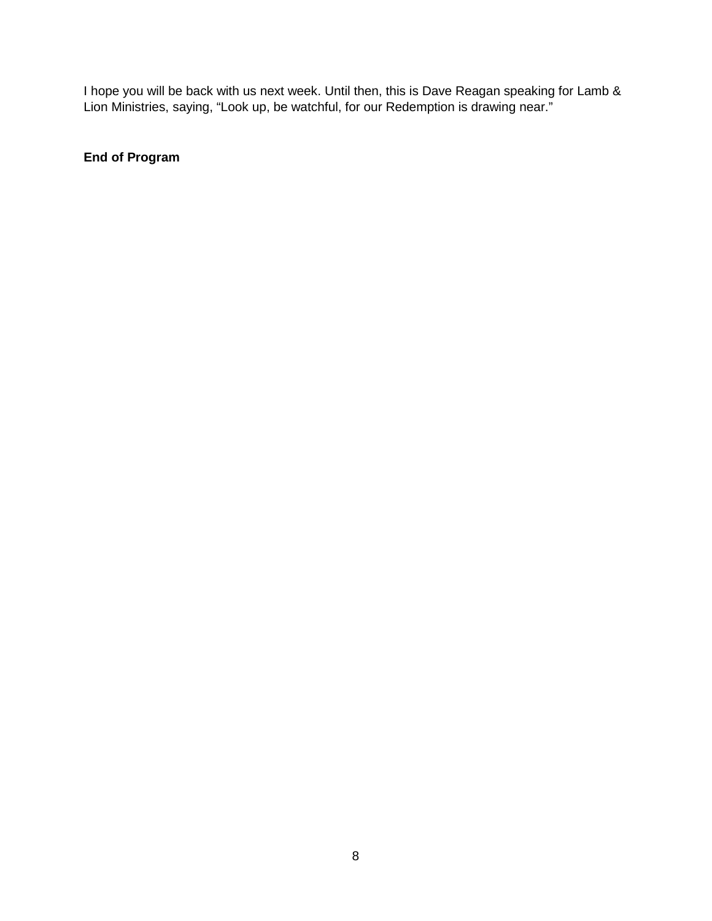I hope you will be back with us next week. Until then, this is Dave Reagan speaking for Lamb & Lion Ministries, saying, "Look up, be watchful, for our Redemption is drawing near."

**End of Program**